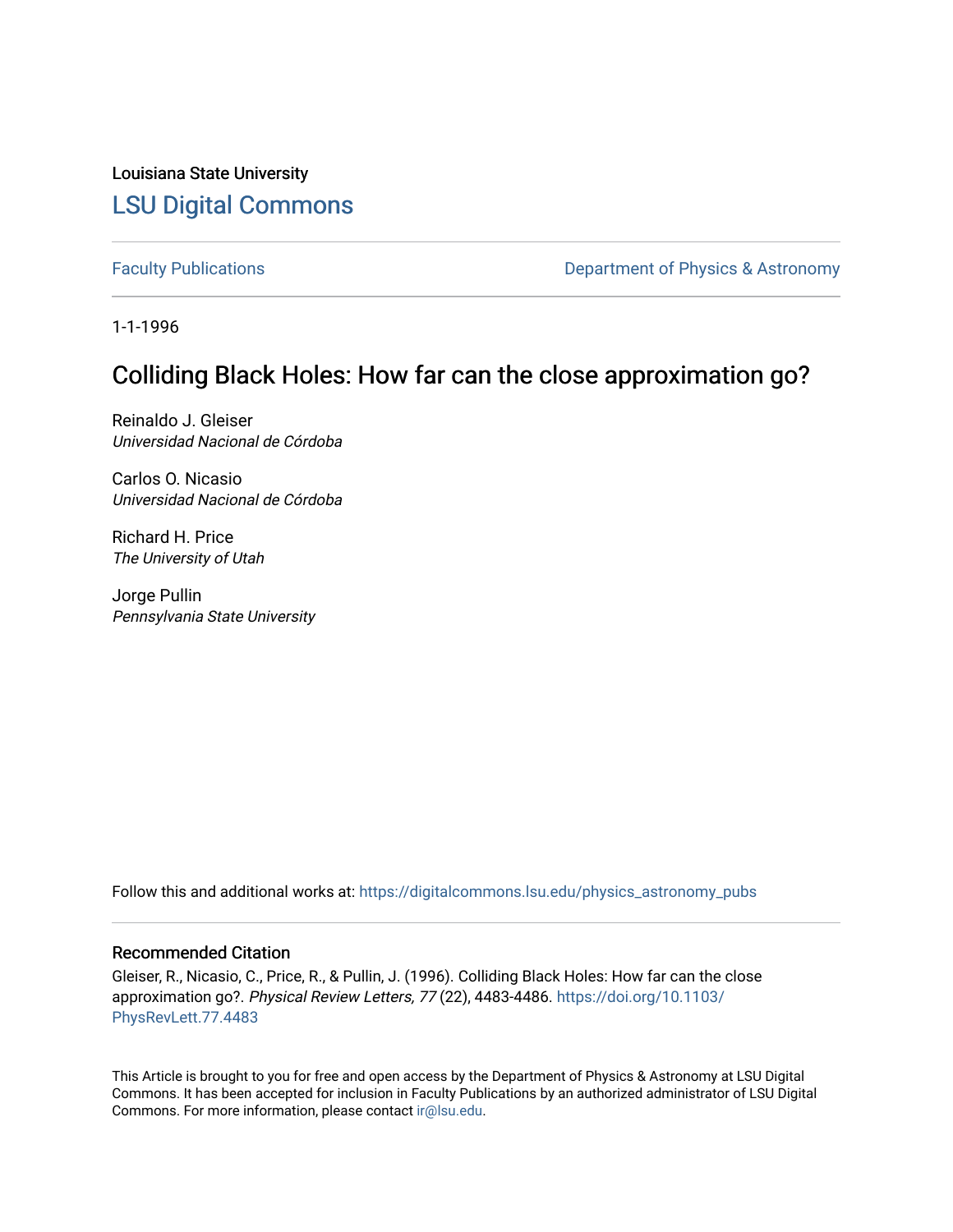Louisiana State University

# LSU Digital Commons

Faculty Publications | Department of Physics & Astronomy

1-1-1996

## Colliding Black Holes: How far can the close approximation go?

Reinaldo J. Gleiser
*Universidad Nacional de Córdoba*

Carlos O. Nicasio
*Universidad Nacional de Córdoba*

Richard H. Price
*The University of Utah*

Jorge Pullin
*Pennsylvania State University*

Follow this and additional works at: https://digitalcommons.lsu.edu/physics_astronomy_pubs

### Recommended Citation

Gleiser, R., Nicasio, C., Price, R., & Pullin, J. (1996). Colliding Black Holes: How far can the close approximation go?. *Physical Review Letters, 77* (22), 4483-4486. https://doi.org/10.1103/PhysRevLett.77.4483

This Article is brought to you for free and open access by the Department of Physics & Astronomy at LSU Digital Commons. It has been accepted for inclusion in Faculty Publications by an authorized administrator of LSU Digital Commons. For more information, please contact ir@lsu.edu.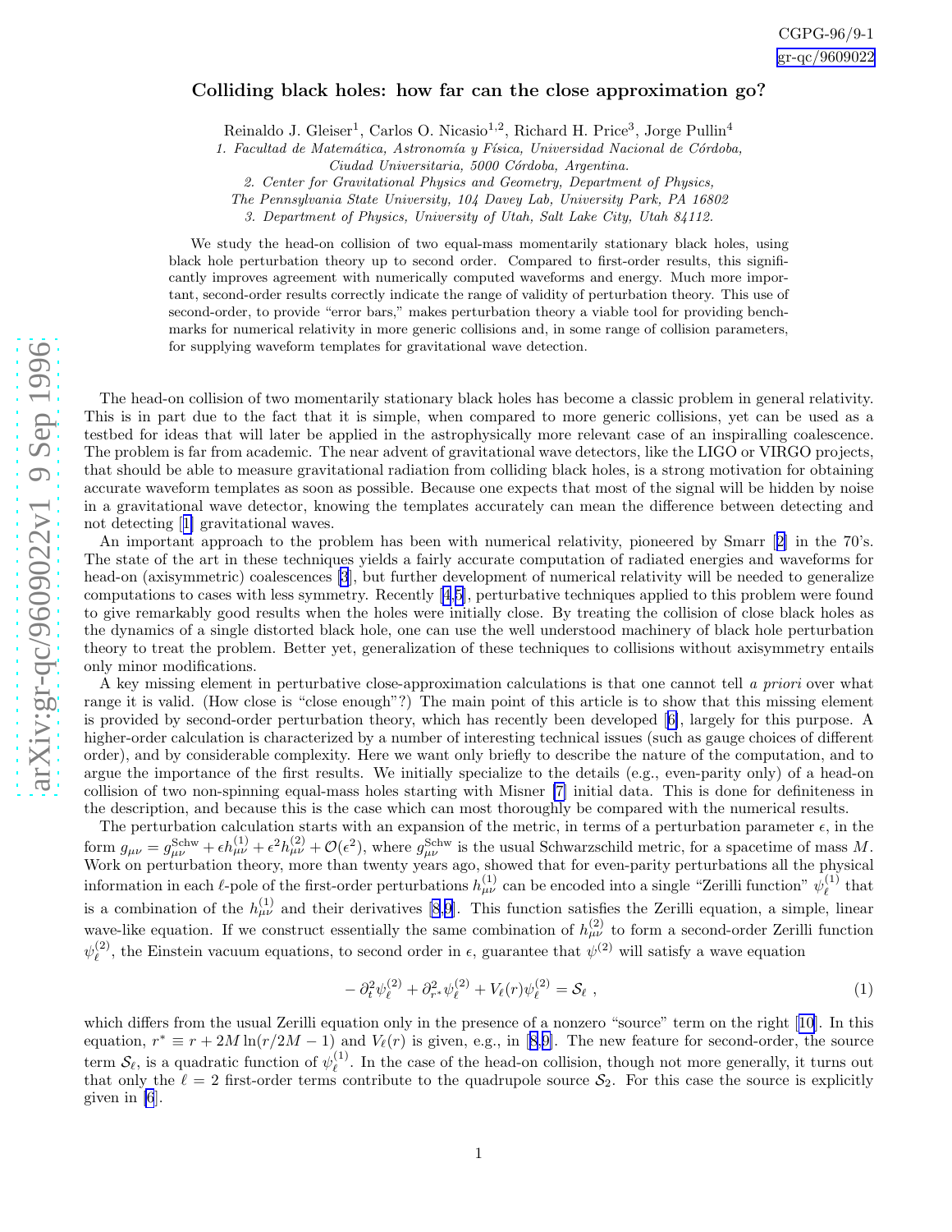CGPG-96/9-1

gr-qc/9609022

# Colliding black holes: how far can the close approximation go?

Reinaldo J. Gleiser[1], Carlos O. Nicasio[1,2], Richard H. Price[3], Jorge Pullin[4]

*1. Facultad de Matemática, Astronomía y Física, Universidad Nacional de Córdoba,*
*Ciudad Universitaria, 5000 Córdoba, Argentina.*
*2. Center for Gravitational Physics and Geometry, Department of Physics,*
*The Pennsylvania State University, 104 Davey Lab, University Park, PA 16802*
*3. Department of Physics, University of Utah, Salt Lake City, Utah 84112.*

We study the head-on collision of two equal-mass momentarily stationary black holes, using black hole perturbation theory up to second order. Compared to first-order results, this significantly improves agreement with numerically computed waveforms and energy. Much more important, second-order results correctly indicate the range of validity of perturbation theory. This use of second-order, to provide "error bars," makes perturbation theory a viable tool for providing benchmarks for numerical relativity in more generic collisions and, in some range of collision parameters, for supplying waveform templates for gravitational wave detection.

The head-on collision of two momentarily stationary black holes has become a classic problem in general relativity. This is in part due to the fact that it is simple, when compared to more generic collisions, yet can be used as a testbed for ideas that will later be applied in the astrophysically more relevant case of an inspiralling coalescence. The problem is far from academic. The near advent of gravitational wave detectors, like the LIGO or VIRGO projects, that should be able to measure gravitational radiation from colliding black holes, is a strong motivation for obtaining accurate waveform templates as soon as possible. Because one expects that most of the signal will be hidden by noise in a gravitational wave detector, knowing the templates accurately can mean the difference between detecting and not detecting [1] gravitational waves.

An important approach to the problem has been with numerical relativity, pioneered by Smarr [2] in the 70's. The state of the art in these techniques yields a fairly accurate computation of radiated energies and waveforms for head-on (axisymmetric) coalescences [3], but further development of numerical relativity will be needed to generalize computations to cases with less symmetry. Recently [4,5], perturbative techniques applied to this problem were found to give remarkably good results when the holes were initially close. By treating the collision of close black holes as the dynamics of a single distorted black hole, one can use the well understood machinery of black hole perturbation theory to treat the problem. Better yet, generalization of these techniques to collisions without axisymmetry entails only minor modifications.

A key missing element in perturbative close-approximation calculations is that one cannot tell *a priori* over what range it is valid. (How close is "close enough"?) The main point of this article is to show that this missing element is provided by second-order perturbation theory, which has recently been developed [6], largely for this purpose. A higher-order calculation is characterized by a number of interesting technical issues (such as gauge choices of different order), and by considerable complexity. Here we want only briefly to describe the nature of the computation, and to argue the importance of the first results. We initially specialize to the details (e.g., even-parity only) of a head-on collision of two non-spinning equal-mass holes starting with Misner [7] initial data. This is done for definiteness in the description, and because this is the case which can most thoroughly be compared with the numerical results.

The perturbation calculation starts with an expansion of the metric, in terms of a perturbation parameter $\epsilon$, in the form $g_{\mu\nu} = g^{\rm Schw}_{\mu\nu} + \epsilon h^{(1)}_{\mu\nu} + \epsilon^2 h^{(2)}_{\mu\nu} + \mathcal{O}(\epsilon^2)$, where $g^{\rm Schw}_{\mu\nu}$ is the usual Schwarzschild metric, for a spacetime of mass $M$. Work on perturbation theory, more than twenty years ago, showed that for even-parity perturbations all the physical information in each $\ell$-pole of the first-order perturbations $h^{(1)}_{\mu\nu}$ can be encoded into a single "Zerilli function" $\psi^{(1)}_\ell$ that is a combination of the $h^{(1)}_{\mu\nu}$ and their derivatives [8,9]. This function satisfies the Zerilli equation, a simple, linear wave-like equation. If we construct essentially the same combination of $h^{(2)}_{\mu\nu}$ to form a second-order Zerilli function $\psi^{(2)}_\ell$, the Einstein vacuum equations, to second order in $\epsilon$, guarantee that $\psi^{(2)}$ will satisfy a wave equation

$$-\partial_t^2 \psi^{(2)}_\ell + \partial^2_{r^*}\psi^{(2)}_\ell + V_\ell(r)\psi^{(2)}_\ell = \mathcal{S}_\ell\ , \tag{1}$$

which differs from the usual Zerilli equation only in the presence of a nonzero "source" term on the right [10]. In this equation, $r^* \equiv r + 2M\ln(r/2M-1)$ and $V_\ell(r)$ is given, e.g., in [8,9]. The new feature for second-order, the source term $\mathcal{S}_\ell$, is a quadratic function of $\psi^{(1)}_\ell$. In the case of the head-on collision, though not more generally, it turns out that only the $\ell = 2$ first-order terms contribute to the quadrupole source $\mathcal{S}_2$. For this case the source is explicitly given in [6].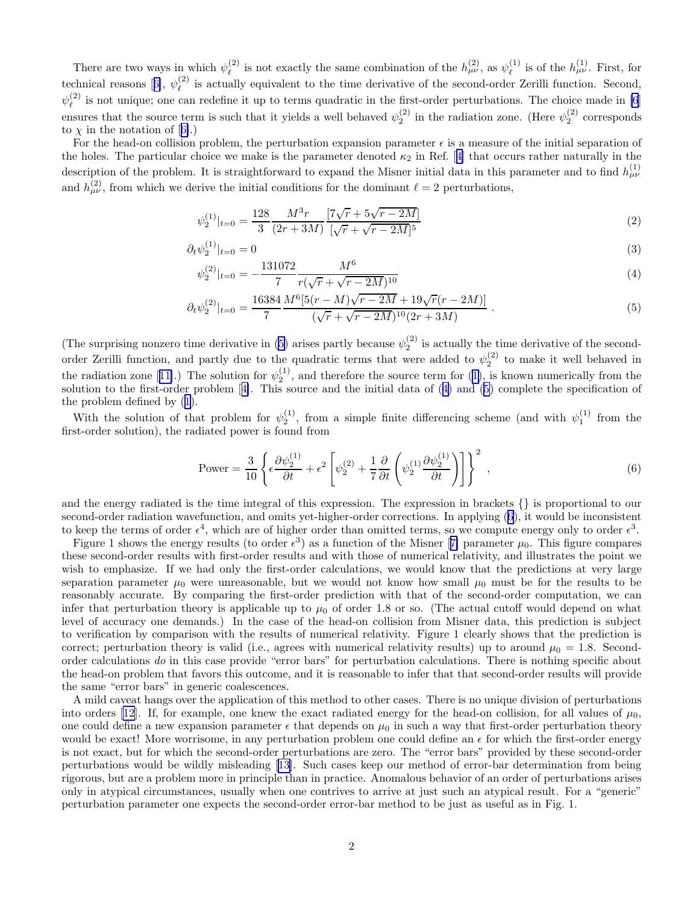There are two ways in which $\psi_\ell^{(2)}$ is not exactly the same combination of the $h_{\mu\nu}^{(2)}$, as $\psi_\ell^{(1)}$ is of the $h_{\mu\nu}^{(1)}$. First, for technical reasons [6], $\psi_\ell^{(2)}$ is actually equivalent to the time derivative of the second-order Zerilli function. Second, $\psi_\ell^{(2)}$ is not unique; one can redefine it up to terms quadratic in the first-order perturbations. The choice made in [6] ensures that the source term is such that it yields a well behaved $\psi_2^{(2)}$ in the radiation zone. (Here $\psi_2^{(2)}$ corresponds to $\chi$ in the notation of [6].)

For the head-on collision problem, the perturbation expansion parameter $\epsilon$ is a measure of the initial separation of the holes. The particular choice we make is the parameter denoted $\kappa_2$ in Ref. [4] that occurs rather naturally in the description of the problem. It is straightforward to expand the Misner initial data in this parameter and to find $h_{\mu\nu}^{(1)}$ and $h_{\mu\nu}^{(2)}$, from which we derive the initial conditions for the dominant $\ell = 2$ perturbations,

$$\psi_2^{(1)}|_{t=0} = \frac{128}{3}\frac{M^3 r}{(2r+3M)}\frac{[7\sqrt{r}+5\sqrt{r-2M}]}{[\sqrt{r}+\sqrt{r-2M}]^5} \tag{2}$$

$$\partial_t \psi_2^{(1)}|_{t=0} = 0 \tag{3}$$

$$\psi_2^{(2)}|_{t=0} = -\frac{131072}{7}\frac{M^6}{r(\sqrt{r}+\sqrt{r-2M})^{10}} \tag{4}$$

$$\partial_t \psi_2^{(2)}|_{t=0} = \frac{16384}{7}\frac{M^6[5(r-M)\sqrt{r-2M}+19\sqrt{r}(r-2M)]}{(\sqrt{r}+\sqrt{r-2M})^{10}(2r+3M)}\ . \tag{5}$$

(The surprising nonzero time derivative in (5) arises partly because $\psi_2^{(2)}$ is actually the time derivative of the second-order Zerilli function, and partly due to the quadratic terms that were added to $\psi_2^{(2)}$ to make it well behaved in the radiation zone [11].) The solution for $\psi_2^{(1)}$, and therefore the source term for (1), is known numerically from the solution to the first-order problem [4]. This source and the initial data of (4) and (5) complete the specification of the problem defined by (1).

With the solution of that problem for $\psi_2^{(1)}$, from a simple finite differencing scheme (and with $\psi_1^{(1)}$ from the first-order solution), the radiated power is found from

$$\text{Power} = \frac{3}{10}\left\{\epsilon\frac{\partial\psi_2^{(1)}}{\partial t} + \epsilon^2\left[\psi_2^{(2)} + \frac{1}{7}\frac{\partial}{\partial t}\left(\psi_2^{(1)}\frac{\partial\psi_2^{(1)}}{\partial t}\right)\right]\right\}^2\ , \tag{6}$$

and the energy radiated is the time integral of this expression. The expression in brackets {} is proportional to our second-order radiation wavefunction, and omits yet-higher-order corrections. In applying (6), it would be inconsistent to keep the terms of order $\epsilon^4$, which are of higher order than omitted terms, so we compute energy only to order $\epsilon^3$.

Figure 1 shows the energy results (to order $\epsilon^3$) as a function of the Misner [7] parameter $\mu_0$. This figure compares these second-order results with first-order results and with those of numerical relativity, and illustrates the point we wish to emphasize. If we had only the first-order calculations, we would know that the predictions at very large separation parameter $\mu_0$ were unreasonable, but we would not know how small $\mu_0$ must be for the results to be reasonably accurate. By comparing the first-order prediction with that of the second-order computation, we can infer that perturbation theory is applicable up to $\mu_0$ of order 1.8 or so. (The actual cutoff would depend on what level of accuracy one demands.) In the case of the head-on collision from Misner data, this prediction is subject to verification by comparison with the results of numerical relativity. Figure 1 clearly shows that the prediction is correct; perturbation theory is valid (i.e., agrees with numerical relativity results) up to around $\mu_0 = 1.8$. Second-order calculations *do* in this case provide "error bars" for perturbation calculations. There is nothing specific about the head-on problem that favors this outcome, and it is reasonable to infer that that second-order results will provide the same "error bars" in generic coalescences.

A mild caveat hangs over the application of this method to other cases. There is no unique division of perturbations into orders [12]. If, for example, one knew the exact radiated energy for the head-on collision, for all values of $\mu_0$, one could define a new expansion parameter $\epsilon$ that depends on $\mu_0$ in such a way that first-order perturbation theory would be exact! More worrisome, in any perturbation problem one could define an $\epsilon$ for which the first-order energy is not exact, but for which the second-order perturbations are zero. The "error bars" provided by these second-order perturbations would be wildly misleading [13]. Such cases keep our method of error-bar determination from being rigorous, but are a problem more in principle than in practice. Anomalous behavior of an order of perturbations arises only in atypical circumstances, usually when one contrives to arrive at just such an atypical result. For a "generic" perturbation parameter one expects the second-order error-bar method to be just as useful as in Fig. 1.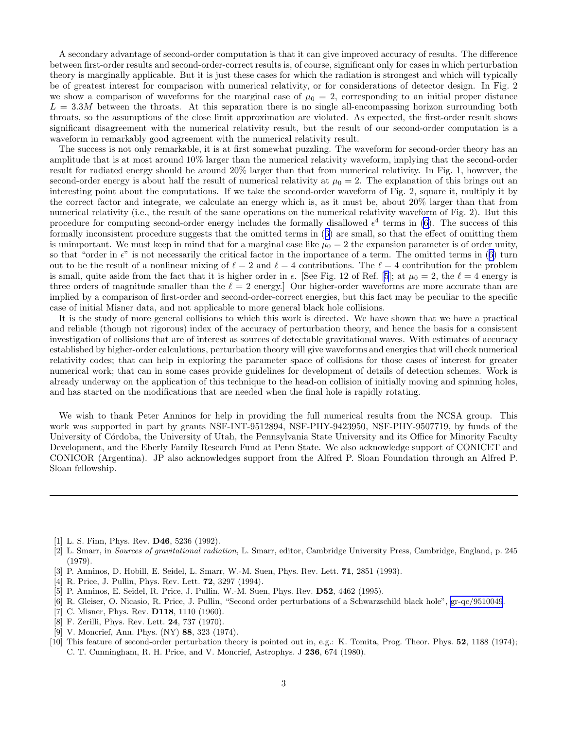A secondary advantage of second-order computation is that it can give improved accuracy of results. The difference between first-order results and second-order-correct results is, of course, significant only for cases in which perturbation theory is marginally applicable. But it is just these cases for which the radiation is strongest and which will typically be of greatest interest for comparison with numerical relativity, or for considerations of detector design. In Fig. 2 we show a comparison of waveforms for the marginal case of $\mu_0 = 2$, corresponding to an initial proper distance $L = 3.3M$ between the throats. At this separation there is no single all-encompassing horizon surrounding both throats, so the assumptions of the close limit approximation are violated. As expected, the first-order result shows significant disagreement with the numerical relativity result, but the result of our second-order computation is a waveform in remarkably good agreement with the numerical relativity result.

The success is not only remarkable, it is at first somewhat puzzling. The waveform for second-order theory has an amplitude that is at most around 10% larger than the numerical relativity waveform, implying that the second-order result for radiated energy should be around 20% larger than that from numerical relativity. In Fig. 1, however, the second-order energy is about half the result of numerical relativity at $\mu_0 = 2$. The explanation of this brings out an interesting point about the computations. If we take the second-order waveform of Fig. 2, square it, multiply it by the correct factor and integrate, we calculate an energy which is, as it must be, about 20% larger than that from numerical relativity (i.e., the result of the same operations on the numerical relativity waveform of Fig. 2). But this procedure for computing second-order energy includes the formally disallowed $\epsilon^4$ terms in (6). The success of this formally inconsistent procedure suggests that the omitted terms in (6) are small, so that the effect of omitting them is unimportant. We must keep in mind that for a marginal case like $\mu_0 = 2$ the expansion parameter is of order unity, so that "order in $\epsilon$" is not necessarily the critical factor in the importance of a term. The omitted terms in (6) turn out to be the result of a nonlinear mixing of $\ell = 2$ and $\ell = 4$ contributions. The $\ell = 4$ contribution for the problem is small, quite aside from the fact that it is higher order in $\epsilon$. [See Fig. 12 of Ref. [5]; at $\mu_0 = 2$, the $\ell = 4$ energy is three orders of magnitude smaller than the $\ell = 2$ energy.] Our higher-order waveforms are more accurate than are implied by a comparison of first-order and second-order-correct energies, but this fact may be peculiar to the specific case of initial Misner data, and not applicable to more general black hole collisions.

It is the study of more general collisions to which this work is directed. We have shown that we have a practical and reliable (though not rigorous) index of the accuracy of perturbation theory, and hence the basis for a consistent investigation of collisions that are of interest as sources of detectable gravitational waves. With estimates of accuracy established by higher-order calculations, perturbation theory will give waveforms and energies that will check numerical relativity codes; that can help in exploring the parameter space of collisions for those cases of interest for greater numerical work; that can in some cases provide guidelines for development of details of detection schemes. Work is already underway on the application of this technique to the head-on collision of initially moving and spinning holes, and has started on the modifications that are needed when the final hole is rapidly rotating.

We wish to thank Peter Anninos for help in providing the full numerical results from the NCSA group. This work was supported in part by grants NSF-INT-9512894, NSF-PHY-9423950, NSF-PHY-9507719, by funds of the University of Córdoba, the University of Utah, the Pennsylvania State University and its Office for Minority Faculty Development, and the Eberly Family Research Fund at Penn State. We also acknowledge support of CONICET and CONICOR (Argentina). JP also acknowledges support from the Alfred P. Sloan Foundation through an Alfred P. Sloan fellowship.

---

[1] L. S. Finn, Phys. Rev. **D46**, 5236 (1992).

[2] L. Smarr, in *Sources of gravitational radiation*, L. Smarr, editor, Cambridge University Press, Cambridge, England, p. 245 (1979).

[3] P. Anninos, D. Hobill, E. Seidel, L. Smarr, W.-M. Suen, Phys. Rev. Lett. **71**, 2851 (1993).

[4] R. Price, J. Pullin, Phys. Rev. Lett. **72**, 3297 (1994).

[5] P. Anninos, E. Seidel, R. Price, J. Pullin, W.-M. Suen, Phys. Rev. **D52**, 4462 (1995).

[6] R. Gleiser, O. Nicasio, R. Price, J. Pullin, "Second order perturbations of a Schwarzschild black hole", gr-qc/9510049.

[7] C. Misner, Phys. Rev. **D118**, 1110 (1960).

[8] F. Zerilli, Phys. Rev. Lett. **24**, 737 (1970).

[9] V. Moncrief, Ann. Phys. (NY) **88**, 323 (1974).

[10] This feature of second-order perturbation theory is pointed out in, e.g.: K. Tomita, Prog. Theor. Phys. **52**, 1188 (1974); C. T. Cunningham, R. H. Price, and V. Moncrief, Astrophys. J **236**, 674 (1980).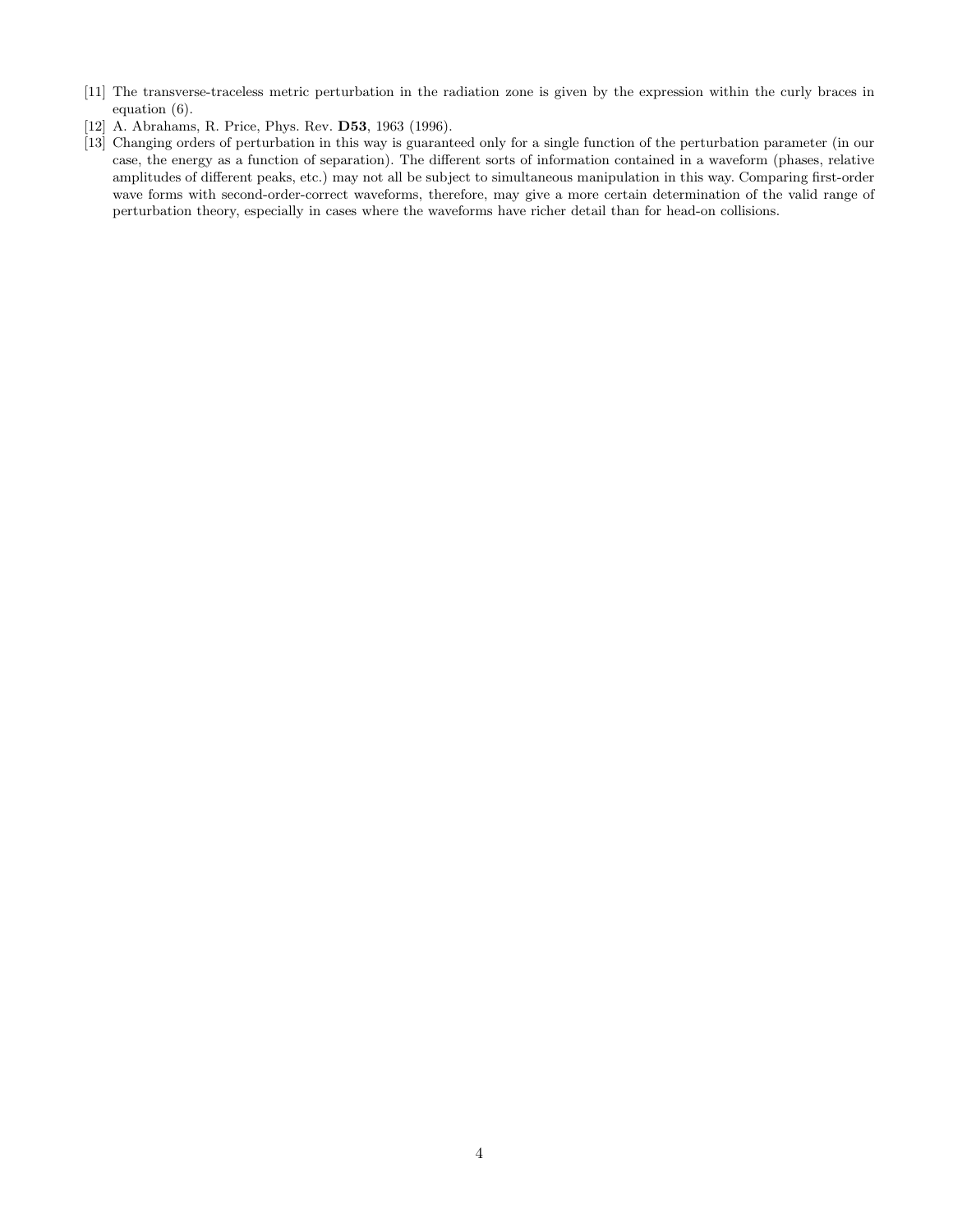[11] The transverse-traceless metric perturbation in the radiation zone is given by the expression within the curly braces in equation (6).

[12] A. Abrahams, R. Price, Phys. Rev. **D53**, 1963 (1996).

[13] Changing orders of perturbation in this way is guaranteed only for a single function of the perturbation parameter (in our case, the energy as a function of separation). The different sorts of information contained in a waveform (phases, relative amplitudes of different peaks, etc.) may not all be subject to simultaneous manipulation in this way. Comparing first-order wave forms with second-order-correct waveforms, therefore, may give a more certain determination of the valid range of perturbation theory, especially in cases where the waveforms have richer detail than for head-on collisions.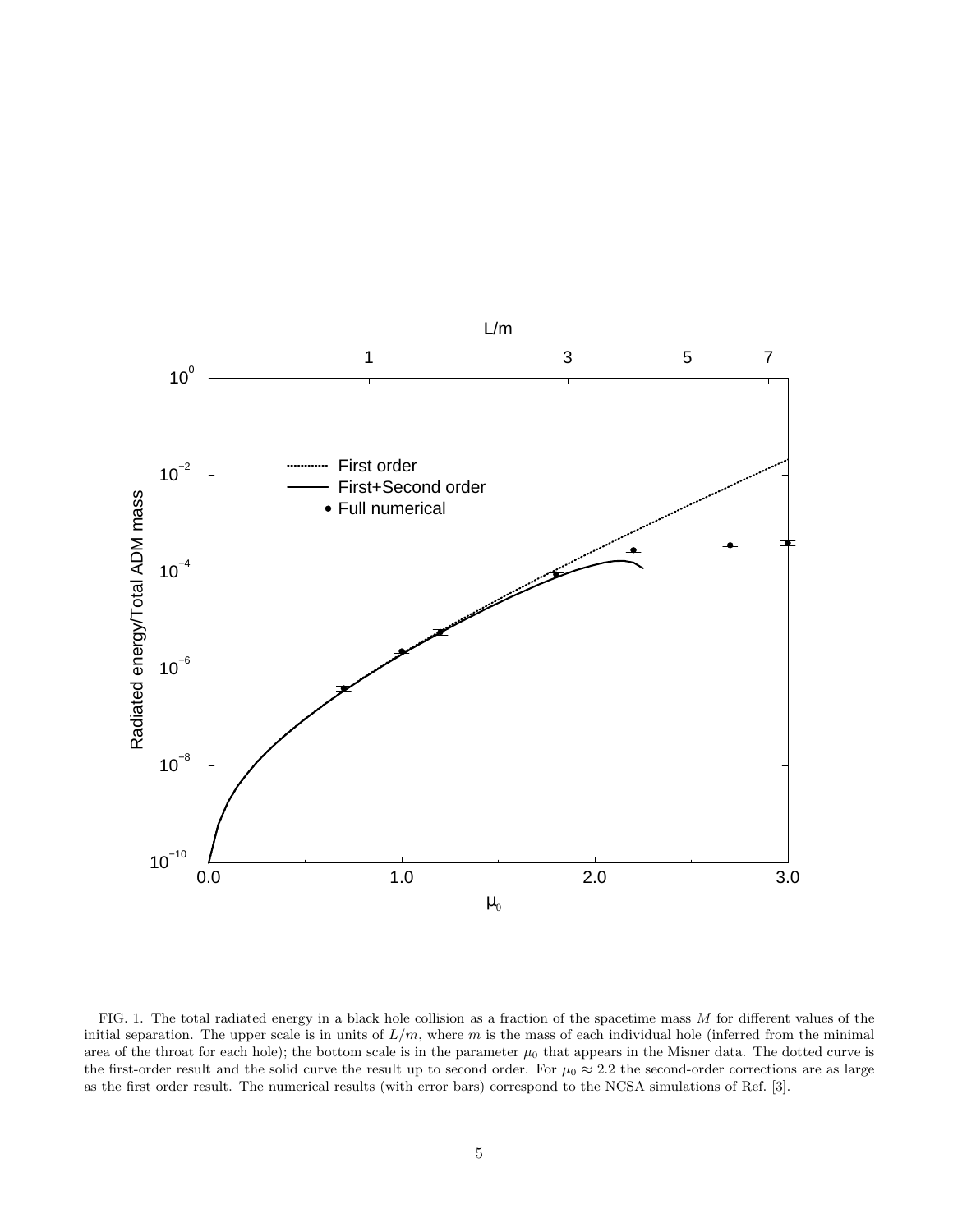FIG. 1. The total radiated energy in a black hole collision as a fraction of the spacetime mass $M$ for different values of the initial separation. The upper scale is in units of $L/m$, where $m$ is the mass of each individual hole (inferred from the minimal area of the throat for each hole); the bottom scale is in the parameter $\mu_0$ that appears in the Misner data. The dotted curve is the first-order result and the solid curve the result up to second order. For $\mu_0 \approx 2.2$ the second-order corrections are as large as the first order result. The numerical results (with error bars) correspond to the NCSA simulations of Ref. [3].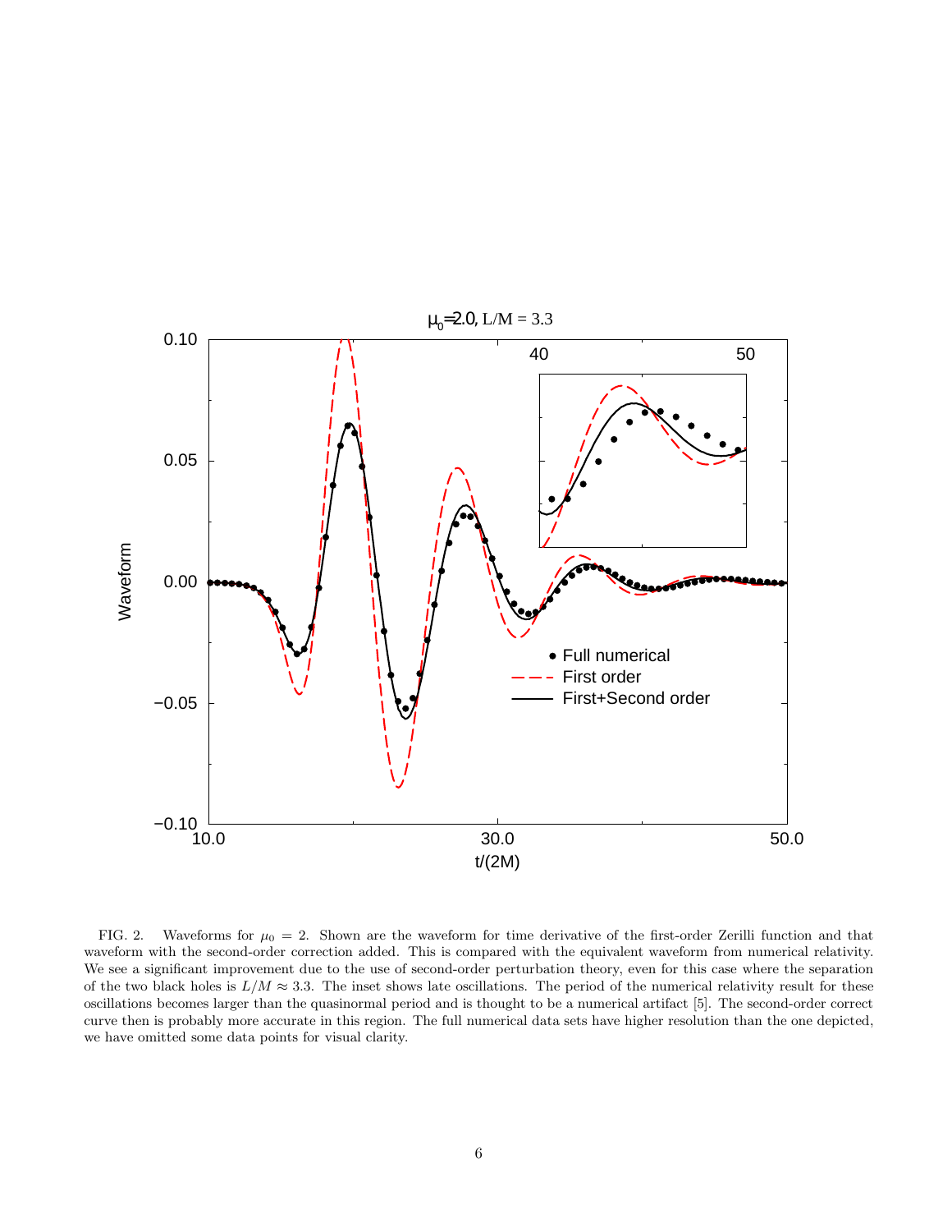$\mu_0$=2.0, L/M = 3.3

0.10

0.05

0.00

−0.05

−0.10

10.0

30.0

50.0

t/(2M)

Waveform

40

50

Full numerical

First order

First+Second order

FIG. 2. Waveforms for $\mu_0 = 2$. Shown are the waveform for time derivative of the first-order Zerilli function and that waveform with the second-order correction added. This is compared with the equivalent waveform from numerical relativity. We see a significant improvement due to the use of second-order perturbation theory, even for this case where the separation of the two black holes is $L/M \approx 3.3$. The inset shows late oscillations. The period of the numerical relativity result for these oscillations becomes larger than the quasinormal period and is thought to be a numerical artifact [5]. The second-order correct curve then is probably more accurate in this region. The full numerical data sets have higher resolution than the one depicted, we have omitted some data points for visual clarity.